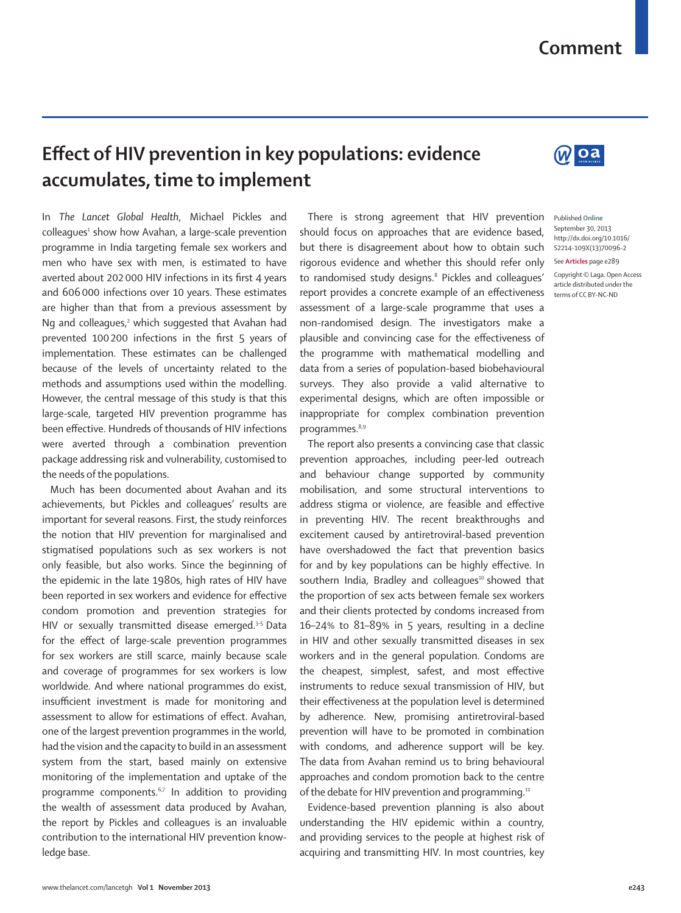# Effect of HIV prevention in key populations: evidence accumulates, time to implement

Published Online September 30, 2013 http://dx.doi.org/10.1016/S2214-109X(13)70096-2

See **Articles** page e289

Copyright © Laga. Open Access article distributed under the terms of CC BY-NC-ND

In *The Lancet Global Health*, Michael Pickles and colleagues[1] show how Avahan, a large-scale prevention programme in India targeting female sex workers and men who have sex with men, is estimated to have averted about 202 000 HIV infections in its first 4 years and 606 000 infections over 10 years. These estimates are higher than that from a previous assessment by Ng and colleagues,[2] which suggested that Avahan had prevented 100 200 infections in the first 5 years of implementation. These estimates can be challenged because of the levels of uncertainty related to the methods and assumptions used within the modelling. However, the central message of this study is that this large-scale, targeted HIV prevention programme has been effective. Hundreds of thousands of HIV infections were averted through a combination prevention package addressing risk and vulnerability, customised to the needs of the populations.

Much has been documented about Avahan and its achievements, but Pickles and colleagues' results are important for several reasons. First, the study reinforces the notion that HIV prevention for marginalised and stigmatised populations such as sex workers is not only feasible, but also works. Since the beginning of the epidemic in the late 1980s, high rates of HIV have been reported in sex workers and evidence for effective condom promotion and prevention strategies for HIV or sexually transmitted disease emerged.[3–5] Data for the effect of large-scale prevention programmes for sex workers are still scarce, mainly because scale and coverage of programmes for sex workers is low worldwide. And where national programmes do exist, insufficient investment is made for monitoring and assessment to allow for estimations of effect. Avahan, one of the largest prevention programmes in the world, had the vision and the capacity to build in an assessment system from the start, based mainly on extensive monitoring of the implementation and uptake of the programme components.[6,7] In addition to providing the wealth of assessment data produced by Avahan, the report by Pickles and colleagues is an invaluable contribution to the international HIV prevention knowledge base.

There is strong agreement that HIV prevention should focus on approaches that are evidence based, but there is disagreement about how to obtain such rigorous evidence and whether this should refer only to randomised study designs.[8] Pickles and colleagues' report provides a concrete example of an effectiveness assessment of a large-scale programme that uses a non-randomised design. The investigators make a plausible and convincing case for the effectiveness of the programme with mathematical modelling and data from a series of population-based biobehavioural surveys. They also provide a valid alternative to experimental designs, which are often impossible or inappropriate for complex combination prevention programmes.[8,9]

The report also presents a convincing case that classic prevention approaches, including peer-led outreach and behaviour change supported by community mobilisation, and some structural interventions to address stigma or violence, are feasible and effective in preventing HIV. The recent breakthroughs and excitement caused by antiretroviral-based prevention have overshadowed the fact that prevention basics for and by key populations can be highly effective. In southern India, Bradley and colleagues[10] showed that the proportion of sex acts between female sex workers and their clients protected by condoms increased from 16–24% to 81–89% in 5 years, resulting in a decline in HIV and other sexually transmitted diseases in sex workers and in the general population. Condoms are the cheapest, simplest, safest, and most effective instruments to reduce sexual transmission of HIV, but their effectiveness at the population level is determined by adherence. New, promising antiretroviral-based prevention will have to be promoted in combination with condoms, and adherence support will be key. The data from Avahan remind us to bring behavioural approaches and condom promotion back to the centre of the debate for HIV prevention and programming.[11]

Evidence-based prevention planning is also about understanding the HIV epidemic within a country, and providing services to the people at highest risk of acquiring and transmitting HIV. In most countries, key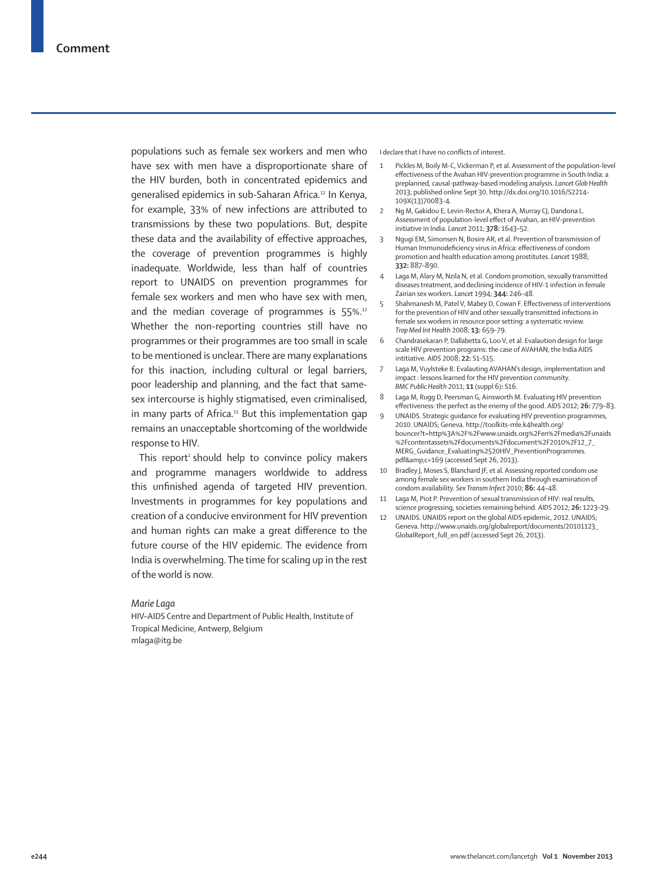populations such as female sex workers and men who have sex with men have a disproportionate share of the HIV burden, both in concentrated epidemics and generalised epidemics in sub-Saharan Africa.[12] In Kenya, for example, 33% of new infections are attributed to transmissions by these two populations. But, despite these data and the availability of effective approaches, the coverage of prevention programmes is highly inadequate. Worldwide, less than half of countries report to UNAIDS on prevention programmes for female sex workers and men who have sex with men, and the median coverage of programmes is 55%.[12] Whether the non-reporting countries still have no programmes or their programmes are too small in scale to be mentioned is unclear. There are many explanations for this inaction, including cultural or legal barriers, poor leadership and planning, and the fact that same-sex intercourse is highly stigmatised, even criminalised, in many parts of Africa.[11] But this implementation gap remains an unacceptable shortcoming of the worldwide response to HIV.

This report[1] should help to convince policy makers and programme managers worldwide to address this unfinished agenda of targeted HIV prevention. Investments in programmes for key populations and creation of a conducive environment for HIV prevention and human rights can make a great difference to the future course of the HIV epidemic. The evidence from India is overwhelming. The time for scaling up in the rest of the world is now.

*Marie Laga*

HIV–AIDS Centre and Department of Public Health, Institute of Tropical Medicine, Antwerp, Belgium
mlaga@itg.be

I declare that I have no conflicts of interest.

1. Pickles M, Boily M-C, Vickerman P, et al. Assessment of the population-level effectiveness of the Avahan HIV-prevention programme in South India: a preplanned, causal-pathway-based modeling analysis. *Lancet Glob Health* 2013; published online Sept 30. http://dx.doi.org/10.1016/S2214-109X(13)70083-4.
2. Ng M, Gakidou E, Levin-Rector A, Khera A, Murray CJ, Dandona L. Assessment of population-level effect of Avahan, an HIV-prevention initiative in India. *Lancet* 2011; **378:** 1643–52.
3. Ngugi EM, Simonsen N, Bosire AR, et al. Prevention of transmission of Human Immunodeficiency virus in Africa: effectiveness of condom promotion and health education among prostitutes. *Lancet* 1988; **332:** 887–890.
4. Laga M, Alary M, Nzila N, et al. Condom promotion, sexually transmitted diseases treatment, and declining incidence of HIV-1 infection in female Zairian sex workers. *Lancet* 1994; **344:** 246–48.
5. Shahmanesh M, Patel V, Mabey D, Cowan F. Effectiveness of interventions for the prevention of HIV and other sexually transmitted infections in female sex workers in resource poor setting: a systematic review. *Trop Med Int Health* 2008; **13:** 659–79.
6. Chandrasekaran P, Dallabetta G, Loo V, et al. Evalaution design for large scale HIV prevention programs: the case of AVAHAN, the India AIDS intitiative. *AIDS* 2008; **22:** S1–S15.
7. Laga M, Vuylsteke B. Evalauting AVAHAN's design, implementation and impact : lessons learned for the HIV prevention community. *BMC Public Health* 2011; **11** (suppl 6)**:** S16.
8. Laga M, Rugg D, Peersman G, Ainsworth M. Evaluating HIV prevention effectiveness: the perfect as the enemy of the good. *AIDS* 2012; **26:** 779–83.
9. UNAIDS. Strategic guidance for evaluating HIV prevention programmes, 2010. UNAIDS; Geneva. http://toolkits-mle.k4health.org/bouncer?t=http%3A%2F%2Fwww.unaids.org%2Fen%2Fmedia%2Funaids%2Fcontentassets%2Fdocuments%2Fdocument%2F2010%2F12_7_MERG_Guidance_Evaluating%2520HIV_PreventionProgrammes.pdf&amp;c=169 (accessed Sept 26, 2013).
10. Bradley J, Moses S, Blanchard JF, et al. Assessing reported condom use among female sex workers in southern India through examination of condom availability. *Sex Transm Infect* 2010; **86:** 44–48.
11. Laga M, Piot P. Prevention of sexual transmission of HIV: real results, science progressing, societies remaining behind. *AIDS* 2012; **26:** 1223–29.
12. UNAIDS. UNAIDS report on the global AIDS epidemic, 2012. UNAIDS; Geneva. http://www.unaids.org/globalreport/documents/20101123_GlobalReport_full_en.pdf (accessed Sept 26, 2013).